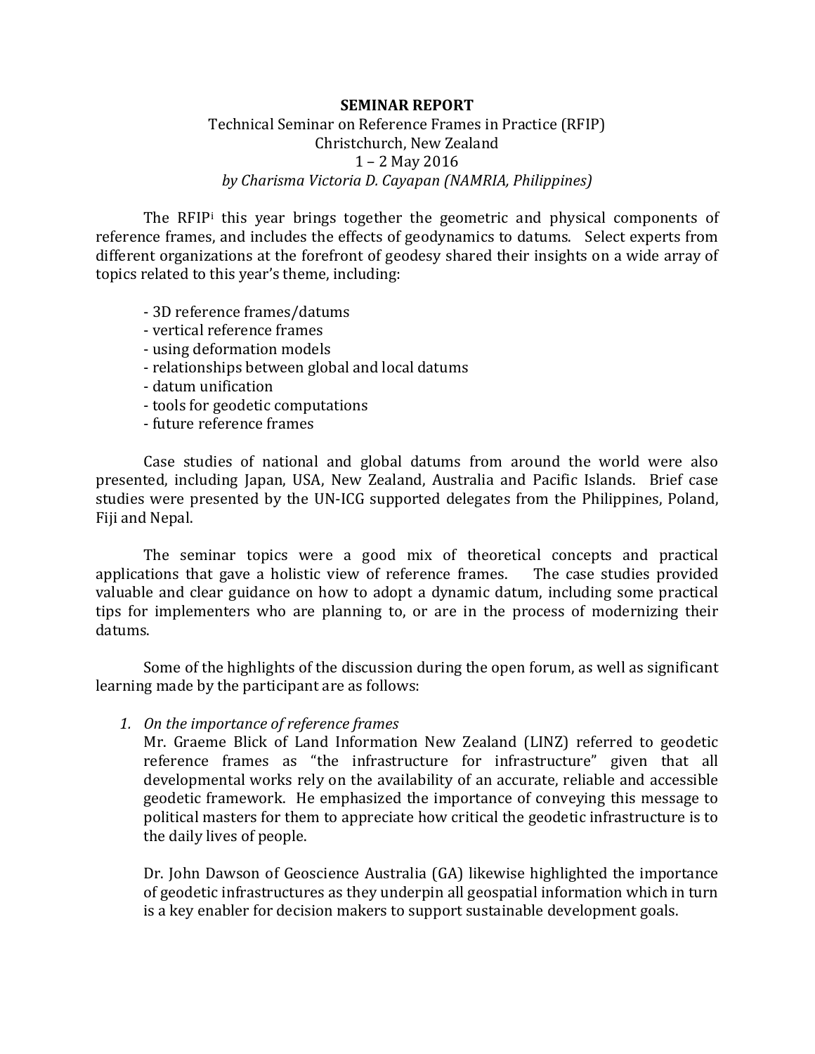**SEMINAR REPORT**

Technical Seminar on Reference Frames in Practice (RFIP)
Christchurch, New Zealand
1 – 2 May 2016
*by Charisma Victoria D. Cayapan (NAMRIA, Philippines)*

The RFIP[i] this year brings together the geometric and physical components of reference frames, and includes the effects of geodynamics to datums. Select experts from different organizations at the forefront of geodesy shared their insights on a wide array of topics related to this year's theme, including:

- 3D reference frames/datums
- vertical reference frames
- using deformation models
- relationships between global and local datums
- datum unification
- tools for geodetic computations
- future reference frames

Case studies of national and global datums from around the world were also presented, including Japan, USA, New Zealand, Australia and Pacific Islands. Brief case studies were presented by the UN-ICG supported delegates from the Philippines, Poland, Fiji and Nepal.

The seminar topics were a good mix of theoretical concepts and practical applications that gave a holistic view of reference frames. The case studies provided valuable and clear guidance on how to adopt a dynamic datum, including some practical tips for implementers who are planning to, or are in the process of modernizing their datums.

Some of the highlights of the discussion during the open forum, as well as significant learning made by the participant are as follows:

1. *On the importance of reference frames*

   Mr. Graeme Blick of Land Information New Zealand (LINZ) referred to geodetic reference frames as "the infrastructure for infrastructure" given that all developmental works rely on the availability of an accurate, reliable and accessible geodetic framework. He emphasized the importance of conveying this message to political masters for them to appreciate how critical the geodetic infrastructure is to the daily lives of people.

   Dr. John Dawson of Geoscience Australia (GA) likewise highlighted the importance of geodetic infrastructures as they underpin all geospatial information which in turn is a key enabler for decision makers to support sustainable development goals.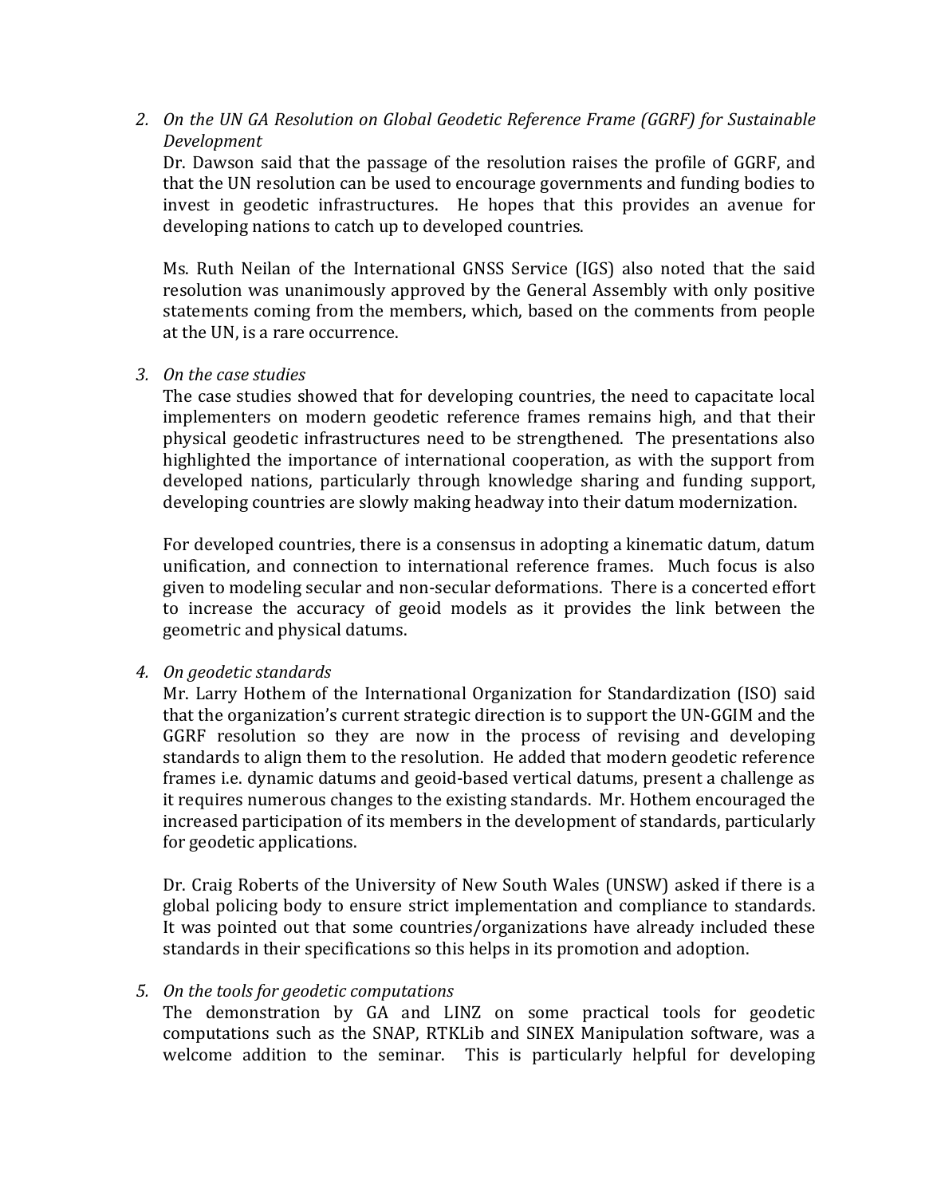2. *On the UN GA Resolution on Global Geodetic Reference Frame (GGRF) for Sustainable Development*

   Dr. Dawson said that the passage of the resolution raises the profile of GGRF, and that the UN resolution can be used to encourage governments and funding bodies to invest in geodetic infrastructures. He hopes that this provides an avenue for developing nations to catch up to developed countries.

   Ms. Ruth Neilan of the International GNSS Service (IGS) also noted that the said resolution was unanimously approved by the General Assembly with only positive statements coming from the members, which, based on the comments from people at the UN, is a rare occurrence.

3. *On the case studies*

   The case studies showed that for developing countries, the need to capacitate local implementers on modern geodetic reference frames remains high, and that their physical geodetic infrastructures need to be strengthened. The presentations also highlighted the importance of international cooperation, as with the support from developed nations, particularly through knowledge sharing and funding support, developing countries are slowly making headway into their datum modernization.

   For developed countries, there is a consensus in adopting a kinematic datum, datum unification, and connection to international reference frames. Much focus is also given to modeling secular and non-secular deformations. There is a concerted effort to increase the accuracy of geoid models as it provides the link between the geometric and physical datums.

4. *On geodetic standards*

   Mr. Larry Hothem of the International Organization for Standardization (ISO) said that the organization's current strategic direction is to support the UN-GGIM and the GGRF resolution so they are now in the process of revising and developing standards to align them to the resolution. He added that modern geodetic reference frames i.e. dynamic datums and geoid-based vertical datums, present a challenge as it requires numerous changes to the existing standards. Mr. Hothem encouraged the increased participation of its members in the development of standards, particularly for geodetic applications.

   Dr. Craig Roberts of the University of New South Wales (UNSW) asked if there is a global policing body to ensure strict implementation and compliance to standards. It was pointed out that some countries/organizations have already included these standards in their specifications so this helps in its promotion and adoption.

5. *On the tools for geodetic computations*

   The demonstration by GA and LINZ on some practical tools for geodetic computations such as the SNAP, RTKLib and SINEX Manipulation software, was a welcome addition to the seminar. This is particularly helpful for developing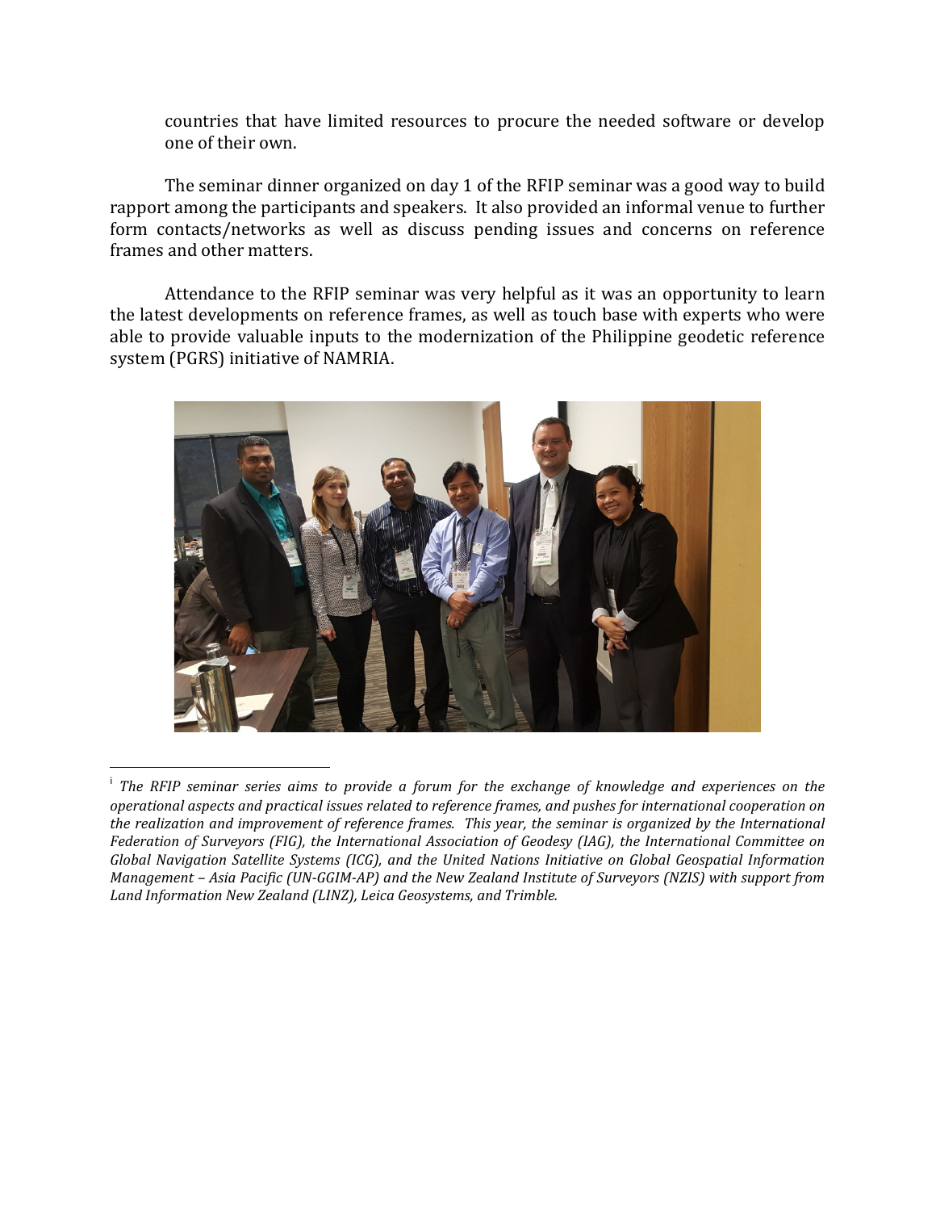countries that have limited resources to procure the needed software or develop one of their own.

The seminar dinner organized on day 1 of the RFIP seminar was a good way to build rapport among the participants and speakers. It also provided an informal venue to further form contacts/networks as well as discuss pending issues and concerns on reference frames and other matters.

Attendance to the RFIP seminar was very helpful as it was an opportunity to learn the latest developments on reference frames, as well as touch base with experts who were able to provide valuable inputs to the modernization of the Philippine geodetic reference system (PGRS) initiative of NAMRIA.

---

[i] *The RFIP seminar series aims to provide a forum for the exchange of knowledge and experiences on the operational aspects and practical issues related to reference frames, and pushes for international cooperation on the realization and improvement of reference frames. This year, the seminar is organized by the International Federation of Surveyors (FIG), the International Association of Geodesy (IAG), the International Committee on Global Navigation Satellite Systems (ICG), and the United Nations Initiative on Global Geospatial Information Management – Asia Pacific (UN-GGIM-AP) and the New Zealand Institute of Surveyors (NZIS) with support from Land Information New Zealand (LINZ), Leica Geosystems, and Trimble.*